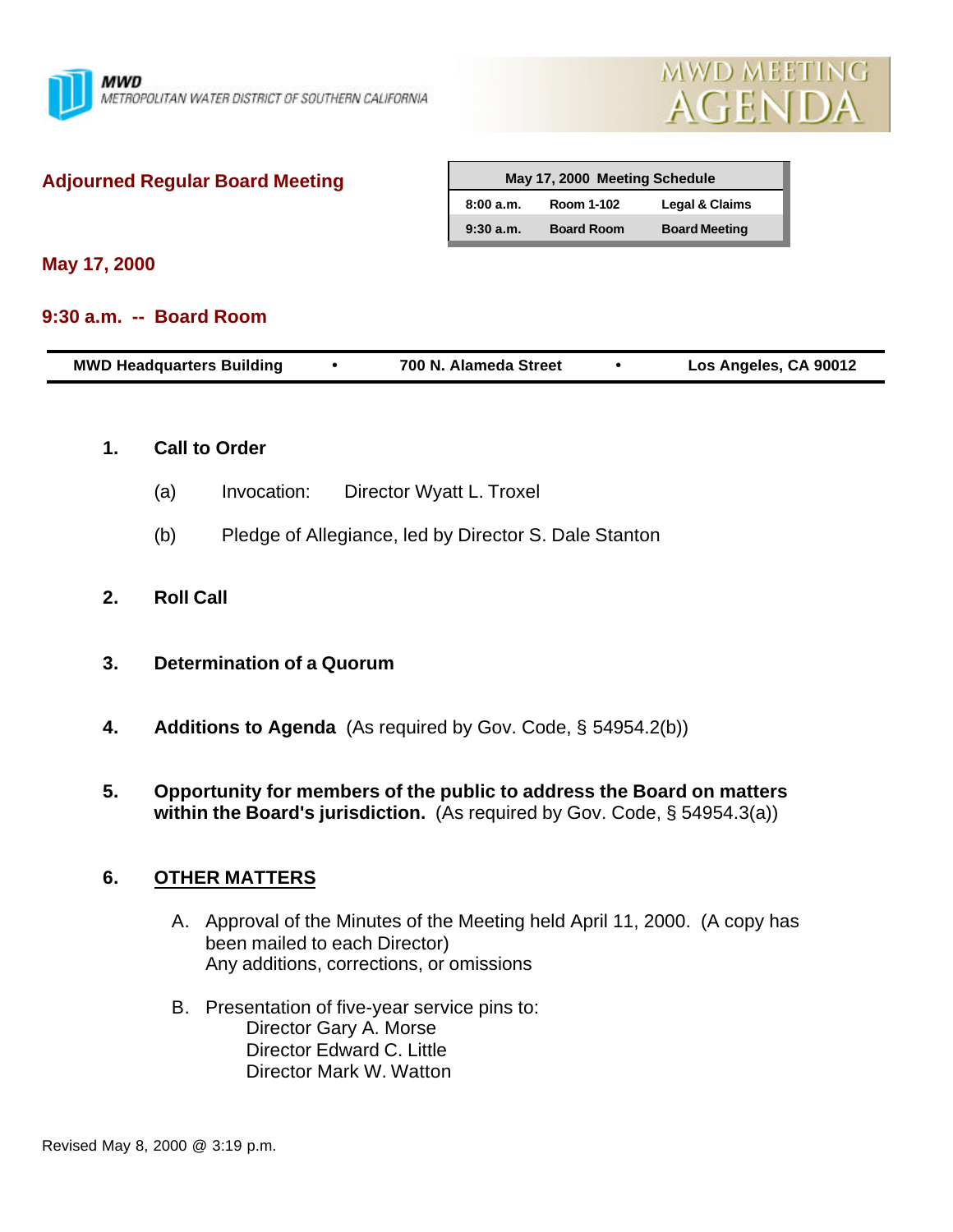**MWD**
METROPOLITAN WATER DISTRICT OF SOUTHERN CALIFORNIA

MWD MEETING AGENDA

## Adjourned Regular Board Meeting

| May 17, 2000 Meeting Schedule | | |
|---|---|---|
| 8:00 a.m. | Room 1-102 | Legal & Claims |
| 9:30 a.m. | Board Room | Board Meeting |

**May 17, 2000**

**9:30 a.m. -- Board Room**

| MWD Headquarters Building | • | 700 N. Alameda Street | • | Los Angeles, CA 90012 |
|---|---|---|---|---|

1. **Call to Order**

   (a) Invocation: Director Wyatt L. Troxel

   (b) Pledge of Allegiance, led by Director S. Dale Stanton

2. **Roll Call**

3. **Determination of a Quorum**

4. **Additions to Agenda** (As required by Gov. Code, § 54954.2(b))

5. **Opportunity for members of the public to address the Board on matters within the Board's jurisdiction.** (As required by Gov. Code, § 54954.3(a))

6. **OTHER MATTERS**

   A. Approval of the Minutes of the Meeting held April 11, 2000. (A copy has been mailed to each Director)
   Any additions, corrections, or omissions

   B. Presentation of five-year service pins to:
   Director Gary A. Morse
   Director Edward C. Little
   Director Mark W. Watton

Revised May 8, 2000 @ 3:19 p.m.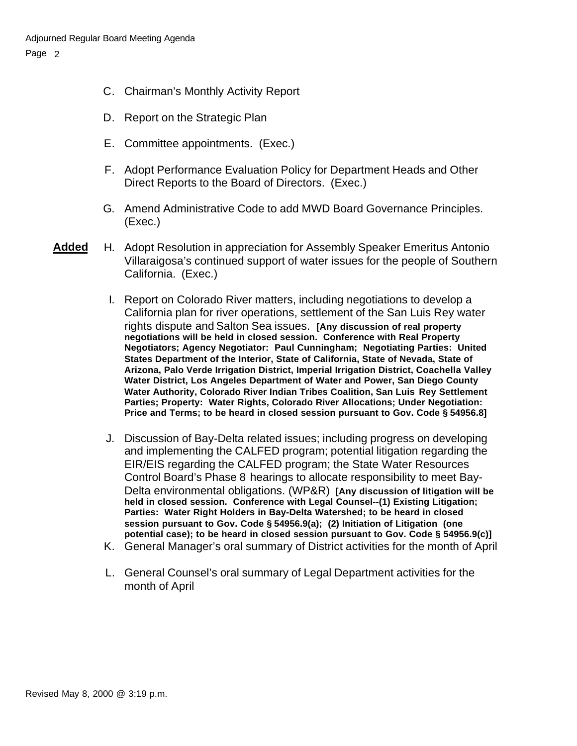C. Chairman's Monthly Activity Report

D. Report on the Strategic Plan

E. Committee appointments. (Exec.)

F. Adopt Performance Evaluation Policy for Department Heads and Other Direct Reports to the Board of Directors. (Exec.)

G. Amend Administrative Code to add MWD Board Governance Principles. (Exec.)

**Added** H. Adopt Resolution in appreciation for Assembly Speaker Emeritus Antonio Villaraigosa's continued support of water issues for the people of Southern California. (Exec.)

I. Report on Colorado River matters, including negotiations to develop a California plan for river operations, settlement of the San Luis Rey water rights dispute and Salton Sea issues. **[Any discussion of real property negotiations will be held in closed session. Conference with Real Property Negotiators; Agency Negotiator: Paul Cunningham; Negotiating Parties: United States Department of the Interior, State of California, State of Nevada, State of Arizona, Palo Verde Irrigation District, Imperial Irrigation District, Coachella Valley Water District, Los Angeles Department of Water and Power, San Diego County Water Authority, Colorado River Indian Tribes Coalition, San Luis Rey Settlement Parties; Property: Water Rights, Colorado River Allocations; Under Negotiation: Price and Terms; to be heard in closed session pursuant to Gov. Code § 54956.8]**

J. Discussion of Bay-Delta related issues; including progress on developing and implementing the CALFED program; potential litigation regarding the EIR/EIS regarding the CALFED program; the State Water Resources Control Board's Phase 8 hearings to allocate responsibility to meet Bay-Delta environmental obligations. (WP&R) **[Any discussion of litigation will be held in closed session. Conference with Legal Counsel--(1) Existing Litigation; Parties: Water Right Holders in Bay-Delta Watershed; to be heard in closed session pursuant to Gov. Code § 54956.9(a); (2) Initiation of Litigation (one potential case); to be heard in closed session pursuant to Gov. Code § 54956.9(c)]**

K. General Manager's oral summary of District activities for the month of April

L. General Counsel's oral summary of Legal Department activities for the month of April

Revised May 8, 2000 @ 3:19 p.m.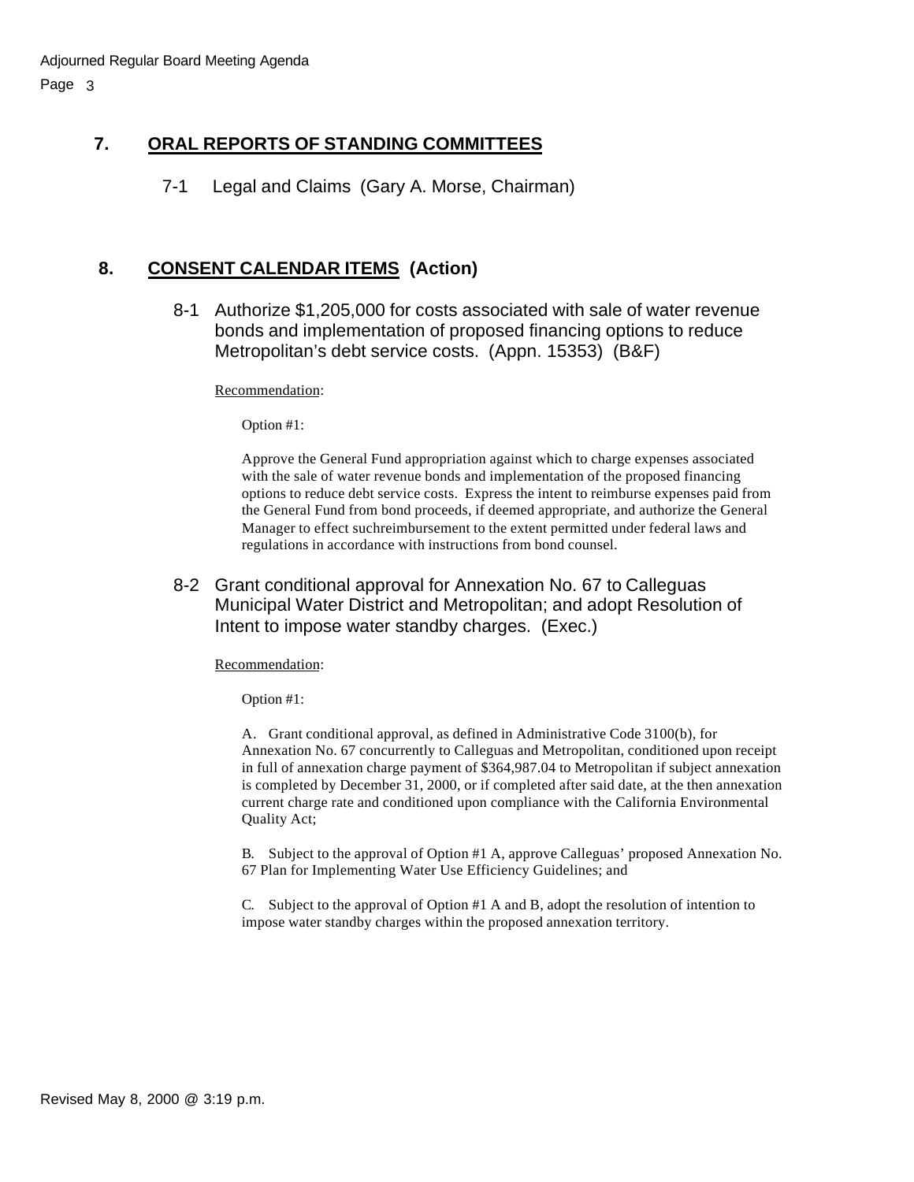## 7. ORAL REPORTS OF STANDING COMMITTEES

7-1 Legal and Claims (Gary A. Morse, Chairman)

## 8. CONSENT CALENDAR ITEMS (Action)

8-1 Authorize $1,205,000 for costs associated with sale of water revenue bonds and implementation of proposed financing options to reduce Metropolitan's debt service costs. (Appn. 15353) (B&F)

Recommendation:

Option #1:

Approve the General Fund appropriation against which to charge expenses associated with the sale of water revenue bonds and implementation of the proposed financing options to reduce debt service costs. Express the intent to reimburse expenses paid from the General Fund from bond proceeds, if deemed appropriate, and authorize the General Manager to effect suchreimbursement to the extent permitted under federal laws and regulations in accordance with instructions from bond counsel.

8-2 Grant conditional approval for Annexation No. 67 to Calleguas Municipal Water District and Metropolitan; and adopt Resolution of Intent to impose water standby charges. (Exec.)

Recommendation:

Option #1:

A. Grant conditional approval, as defined in Administrative Code 3100(b), for Annexation No. 67 concurrently to Calleguas and Metropolitan, conditioned upon receipt in full of annexation charge payment of $364,987.04 to Metropolitan if subject annexation is completed by December 31, 2000, or if completed after said date, at the then annexation current charge rate and conditioned upon compliance with the California Environmental Quality Act;

B. Subject to the approval of Option #1 A, approve Calleguas' proposed Annexation No. 67 Plan for Implementing Water Use Efficiency Guidelines; and

C. Subject to the approval of Option #1 A and B, adopt the resolution of intention to impose water standby charges within the proposed annexation territory.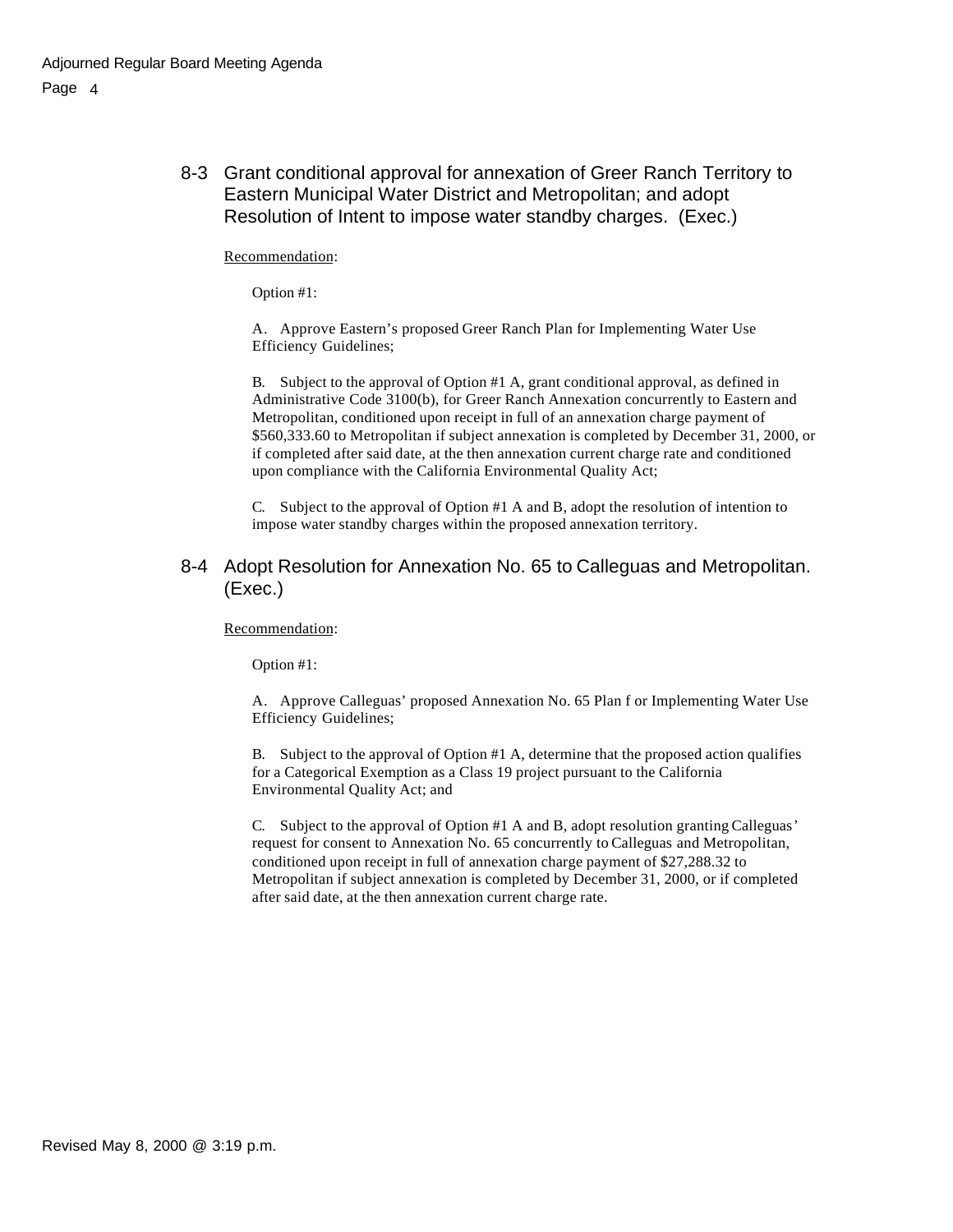## 8-3 Grant conditional approval for annexation of Greer Ranch Territory to Eastern Municipal Water District and Metropolitan; and adopt Resolution of Intent to impose water standby charges. (Exec.)

Recommendation:

Option #1:

A. Approve Eastern's proposed Greer Ranch Plan for Implementing Water Use Efficiency Guidelines;

B. Subject to the approval of Option #1 A, grant conditional approval, as defined in Administrative Code 3100(b), for Greer Ranch Annexation concurrently to Eastern and Metropolitan, conditioned upon receipt in full of an annexation charge payment of $560,333.60 to Metropolitan if subject annexation is completed by December 31, 2000, or if completed after said date, at the then annexation current charge rate and conditioned upon compliance with the California Environmental Quality Act;

C. Subject to the approval of Option #1 A and B, adopt the resolution of intention to impose water standby charges within the proposed annexation territory.

## 8-4 Adopt Resolution for Annexation No. 65 to Calleguas and Metropolitan. (Exec.)

Recommendation:

Option #1:

A. Approve Calleguas' proposed Annexation No. 65 Plan f or Implementing Water Use Efficiency Guidelines;

B. Subject to the approval of Option #1 A, determine that the proposed action qualifies for a Categorical Exemption as a Class 19 project pursuant to the California Environmental Quality Act; and

C. Subject to the approval of Option #1 A and B, adopt resolution granting Calleguas' request for consent to Annexation No. 65 concurrently to Calleguas and Metropolitan, conditioned upon receipt in full of annexation charge payment of $27,288.32 to Metropolitan if subject annexation is completed by December 31, 2000, or if completed after said date, at the then annexation current charge rate.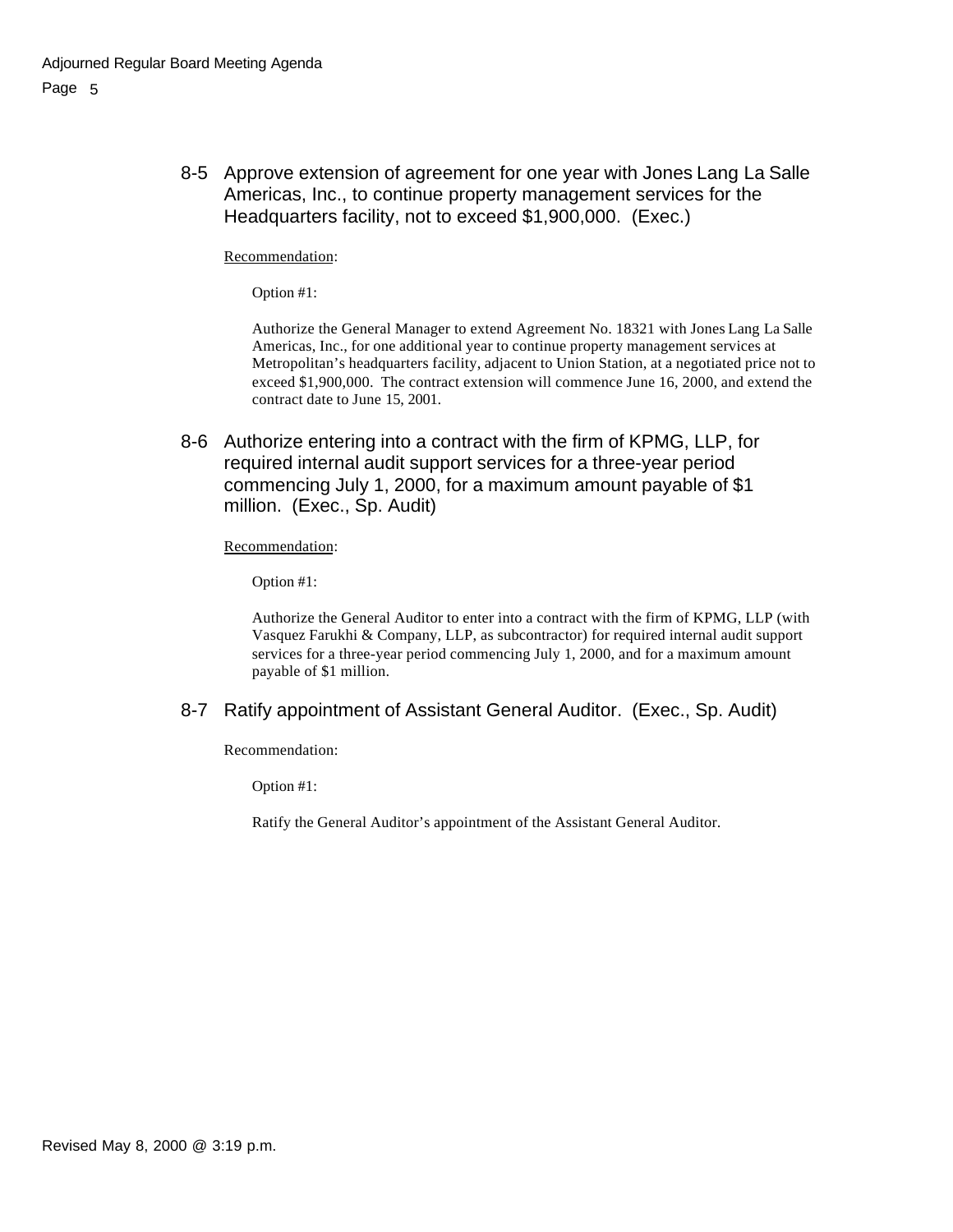8-5 Approve extension of agreement for one year with Jones Lang La Salle Americas, Inc., to continue property management services for the Headquarters facility, not to exceed $1,900,000. (Exec.)

Recommendation:

Option #1:

Authorize the General Manager to extend Agreement No. 18321 with Jones Lang La Salle Americas, Inc., for one additional year to continue property management services at Metropolitan's headquarters facility, adjacent to Union Station, at a negotiated price not to exceed $1,900,000. The contract extension will commence June 16, 2000, and extend the contract date to June 15, 2001.

8-6 Authorize entering into a contract with the firm of KPMG, LLP, for required internal audit support services for a three-year period commencing July 1, 2000, for a maximum amount payable of $1 million. (Exec., Sp. Audit)

Recommendation:

Option #1:

Authorize the General Auditor to enter into a contract with the firm of KPMG, LLP (with Vasquez Farukhi & Company, LLP, as subcontractor) for required internal audit support services for a three-year period commencing July 1, 2000, and for a maximum amount payable of $1 million.

8-7 Ratify appointment of Assistant General Auditor. (Exec., Sp. Audit)

Recommendation:

Option #1:

Ratify the General Auditor's appointment of the Assistant General Auditor.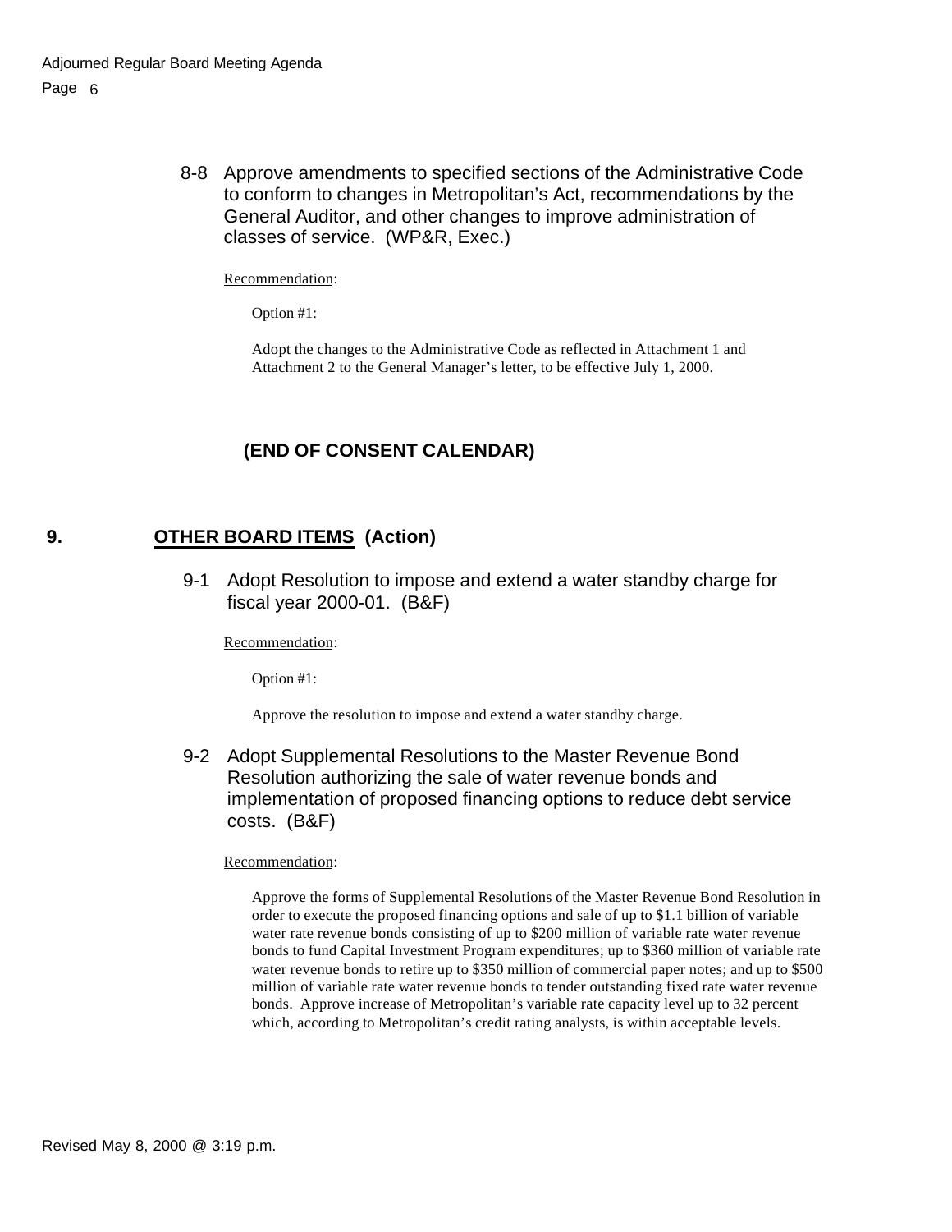8-8 Approve amendments to specified sections of the Administrative Code to conform to changes in Metropolitan's Act, recommendations by the General Auditor, and other changes to improve administration of classes of service. (WP&R, Exec.)

Recommendation:

Option #1:

Adopt the changes to the Administrative Code as reflected in Attachment 1 and Attachment 2 to the General Manager's letter, to be effective July 1, 2000.

**(END OF CONSENT CALENDAR)**

## 9. OTHER BOARD ITEMS (Action)

9-1 Adopt Resolution to impose and extend a water standby charge for fiscal year 2000-01. (B&F)

Recommendation:

Option #1:

Approve the resolution to impose and extend a water standby charge.

9-2 Adopt Supplemental Resolutions to the Master Revenue Bond Resolution authorizing the sale of water revenue bonds and implementation of proposed financing options to reduce debt service costs. (B&F)

Recommendation:

Approve the forms of Supplemental Resolutions of the Master Revenue Bond Resolution in order to execute the proposed financing options and sale of up to $1.1 billion of variable water rate revenue bonds consisting of up to $200 million of variable rate water revenue bonds to fund Capital Investment Program expenditures; up to $360 million of variable rate water revenue bonds to retire up to $350 million of commercial paper notes; and up to $500 million of variable rate water revenue bonds to tender outstanding fixed rate water revenue bonds. Approve increase of Metropolitan's variable rate capacity level up to 32 percent which, according to Metropolitan's credit rating analysts, is within acceptable levels.

Revised May 8, 2000 @ 3:19 p.m.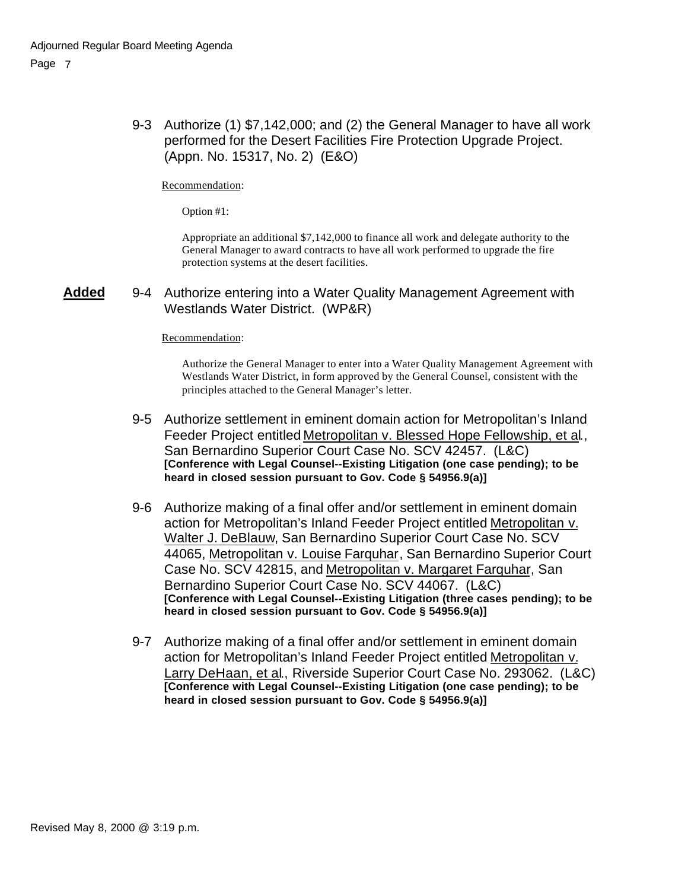9-3 Authorize (1) $7,142,000; and (2) the General Manager to have all work performed for the Desert Facilities Fire Protection Upgrade Project. (Appn. No. 15317, No. 2) (E&O)

<u>Recommendation</u>:

Option #1:

Appropriate an additional $7,142,000 to finance all work and delegate authority to the General Manager to award contracts to have all work performed to upgrade the fire protection systems at the desert facilities.

**<u>Added</u>** 9-4 Authorize entering into a Water Quality Management Agreement with Westlands Water District. (WP&R)

<u>Recommendation</u>:

Authorize the General Manager to enter into a Water Quality Management Agreement with Westlands Water District, in form approved by the General Counsel, consistent with the principles attached to the General Manager's letter.

9-5 Authorize settlement in eminent domain action for Metropolitan's Inland Feeder Project entitled <u>Metropolitan v. Blessed Hope Fellowship, et al</u>., San Bernardino Superior Court Case No. SCV 42457. (L&C)
**[Conference with Legal Counsel--Existing Litigation (one case pending); to be heard in closed session pursuant to Gov. Code § 54956.9(a)]**

9-6 Authorize making of a final offer and/or settlement in eminent domain action for Metropolitan's Inland Feeder Project entitled <u>Metropolitan v. Walter J. DeBlauw</u>, San Bernardino Superior Court Case No. SCV 44065, <u>Metropolitan v. Louise Farquhar</u>, San Bernardino Superior Court Case No. SCV 42815, and <u>Metropolitan v. Margaret Farquhar</u>, San Bernardino Superior Court Case No. SCV 44067. (L&C)
**[Conference with Legal Counsel--Existing Litigation (three cases pending); to be heard in closed session pursuant to Gov. Code § 54956.9(a)]**

9-7 Authorize making of a final offer and/or settlement in eminent domain action for Metropolitan's Inland Feeder Project entitled <u>Metropolitan v. Larry DeHaan, et al</u>., Riverside Superior Court Case No. 293062. (L&C)
**[Conference with Legal Counsel--Existing Litigation (one case pending); to be heard in closed session pursuant to Gov. Code § 54956.9(a)]**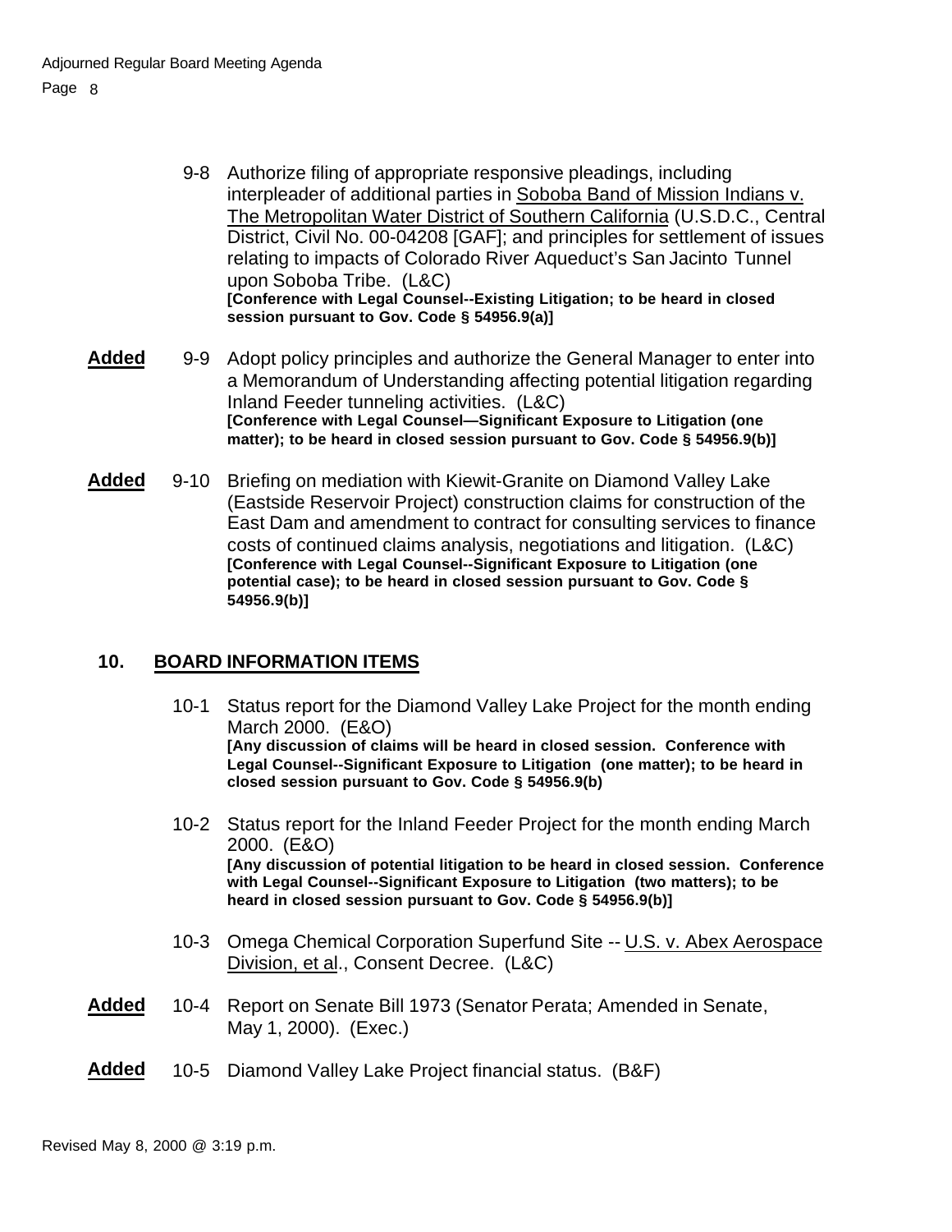9-8 Authorize filing of appropriate responsive pleadings, including interpleader of additional parties in Soboba Band of Mission Indians v. The Metropolitan Water District of Southern California (U.S.D.C., Central District, Civil No. 00-04208 [GAF]; and principles for settlement of issues relating to impacts of Colorado River Aqueduct's San Jacinto Tunnel upon Soboba Tribe. (L&C)
**[Conference with Legal Counsel--Existing Litigation; to be heard in closed session pursuant to Gov. Code § 54956.9(a)]**

**Added** 9-9 Adopt policy principles and authorize the General Manager to enter into a Memorandum of Understanding affecting potential litigation regarding Inland Feeder tunneling activities. (L&C)
**[Conference with Legal Counsel—Significant Exposure to Litigation (one matter); to be heard in closed session pursuant to Gov. Code § 54956.9(b)]**

**Added** 9-10 Briefing on mediation with Kiewit-Granite on Diamond Valley Lake (Eastside Reservoir Project) construction claims for construction of the East Dam and amendment to contract for consulting services to finance costs of continued claims analysis, negotiations and litigation. (L&C)
**[Conference with Legal Counsel--Significant Exposure to Litigation (one potential case); to be heard in closed session pursuant to Gov. Code § 54956.9(b)]**

## 10. BOARD INFORMATION ITEMS

10-1 Status report for the Diamond Valley Lake Project for the month ending March 2000. (E&O)
**[Any discussion of claims will be heard in closed session. Conference with Legal Counsel--Significant Exposure to Litigation (one matter); to be heard in closed session pursuant to Gov. Code § 54956.9(b)**

10-2 Status report for the Inland Feeder Project for the month ending March 2000. (E&O)
**[Any discussion of potential litigation to be heard in closed session. Conference with Legal Counsel--Significant Exposure to Litigation (two matters); to be heard in closed session pursuant to Gov. Code § 54956.9(b)]**

10-3 Omega Chemical Corporation Superfund Site -- U.S. v. Abex Aerospace Division, et al., Consent Decree. (L&C)

**Added** 10-4 Report on Senate Bill 1973 (Senator Perata; Amended in Senate, May 1, 2000). (Exec.)

**Added** 10-5 Diamond Valley Lake Project financial status. (B&F)

Revised May 8, 2000 @ 3:19 p.m.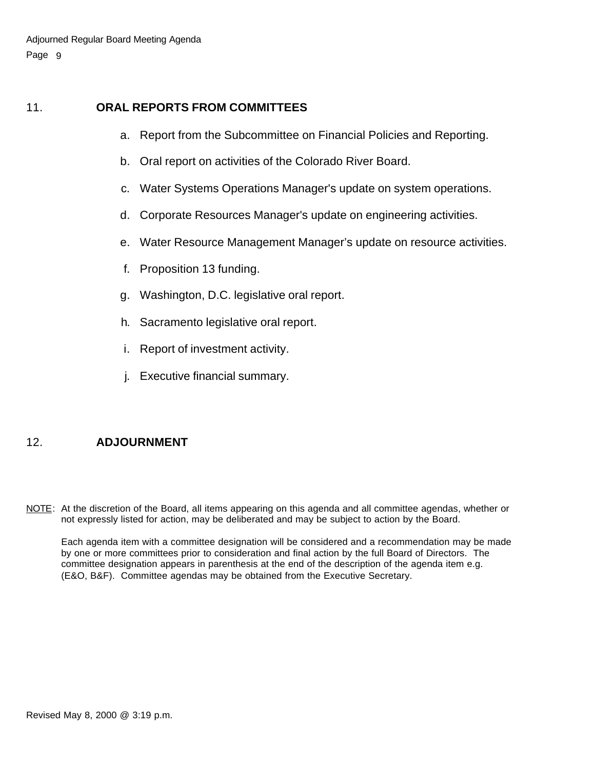## 11. ORAL REPORTS FROM COMMITTEES

a. Report from the Subcommittee on Financial Policies and Reporting.

b. Oral report on activities of the Colorado River Board.

c. Water Systems Operations Manager's update on system operations.

d. Corporate Resources Manager's update on engineering activities.

e. Water Resource Management Manager's update on resource activities.

f. Proposition 13 funding.

g. Washington, D.C. legislative oral report.

h. Sacramento legislative oral report.

i. Report of investment activity.

j. Executive financial summary.

## 12. ADJOURNMENT

NOTE: At the discretion of the Board, all items appearing on this agenda and all committee agendas, whether or not expressly listed for action, may be deliberated and may be subject to action by the Board.

Each agenda item with a committee designation will be considered and a recommendation may be made by one or more committees prior to consideration and final action by the full Board of Directors. The committee designation appears in parenthesis at the end of the description of the agenda item e.g. (E&O, B&F). Committee agendas may be obtained from the Executive Secretary.

Revised May 8, 2000 @ 3:19 p.m.